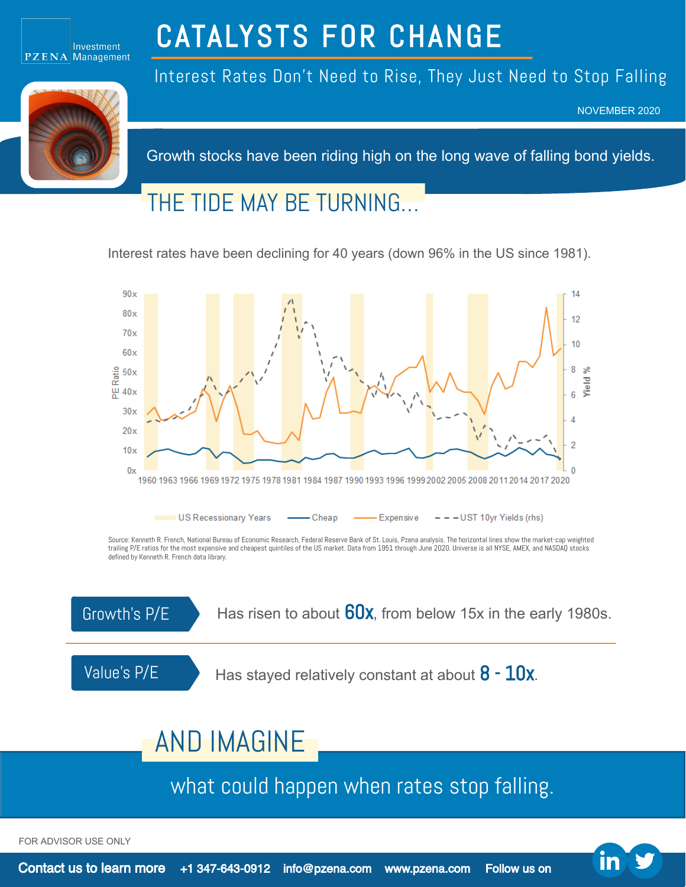PZENA Investment Management

# CATALYSTS FOR CHANGE

## Interest Rates Don't Need to Rise, They Just Need to Stop Falling

NOVEMBER 2020

Growth stocks have been riding high on the long wave of falling bond yields.

## THE TIDE MAY BE TURNING...

Interest rates have been declining for 40 years (down 96% in the US since 1981).

US Recessionary Years | Cheap | Expensive | UST 10yr Yields (rhs)

Source: Kenneth R. French, National Bureau of Economic Research, Federal Reserve Bank of St. Louis, Pzena analysis. The horizontal lines show the market-cap weighted trailing P/E ratios for the most expensive and cheapest quintiles of the US market. Data from 1951 through June 2020. Universe is all NYSE, AMEX, and NASDAQ stocks defined by Kenneth R. French data library.

**Growth's P/E** — Has risen to about **60x**, from below 15x in the early 1980s.

**Value's P/E** — Has stayed relatively constant at about **8 - 10x**.

## AND IMAGINE

what could happen when rates stop falling.

FOR ADVISOR USE ONLY

**Contact us to learn more** +1 347-643-0912 info@pzena.com www.pzena.com Follow us on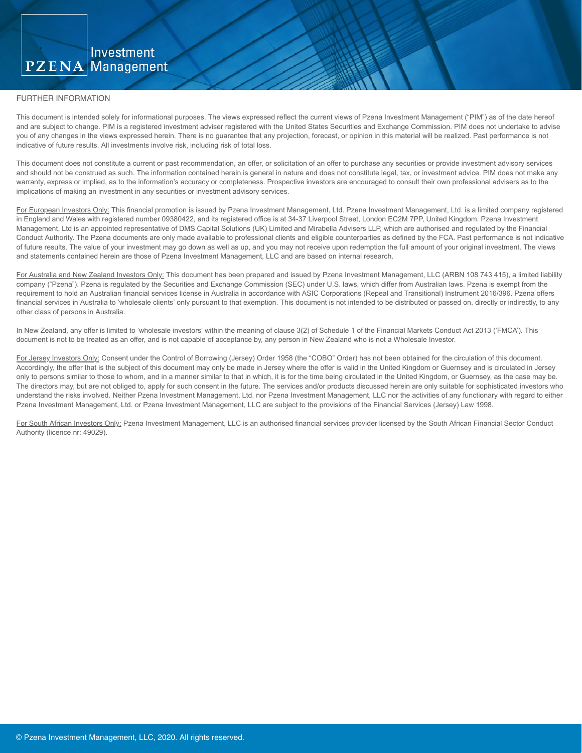FURTHER INFORMATION

This document is intended solely for informational purposes. The views expressed reflect the current views of Pzena Investment Management ("PIM") as of the date hereof and are subject to change. PIM is a registered investment adviser registered with the United States Securities and Exchange Commission. PIM does not undertake to advise you of any changes in the views expressed herein. There is no guarantee that any projection, forecast, or opinion in this material will be realized. Past performance is not indicative of future results. All investments involve risk, including risk of total loss.

This document does not constitute a current or past recommendation, an offer, or solicitation of an offer to purchase any securities or provide investment advisory services and should not be construed as such. The information contained herein is general in nature and does not constitute legal, tax, or investment advice. PIM does not make any warranty, express or implied, as to the information's accuracy or completeness. Prospective investors are encouraged to consult their own professional advisers as to the implications of making an investment in any securities or investment advisory services.

For European Investors Only: This financial promotion is issued by Pzena Investment Management, Ltd. Pzena Investment Management, Ltd. is a limited company registered in England and Wales with registered number 09380422, and its registered office is at 34-37 Liverpool Street, London EC2M 7PP, United Kingdom. Pzena Investment Management, Ltd is an appointed representative of DMS Capital Solutions (UK) Limited and Mirabella Advisers LLP, which are authorised and regulated by the Financial Conduct Authority. The Pzena documents are only made available to professional clients and eligible counterparties as defined by the FCA. Past performance is not indicative of future results. The value of your investment may go down as well as up, and you may not receive upon redemption the full amount of your original investment. The views and statements contained herein are those of Pzena Investment Management, LLC and are based on internal research.

For Australia and New Zealand Investors Only: This document has been prepared and issued by Pzena Investment Management, LLC (ARBN 108 743 415), a limited liability company ("Pzena"). Pzena is regulated by the Securities and Exchange Commission (SEC) under U.S. laws, which differ from Australian laws. Pzena is exempt from the requirement to hold an Australian financial services license in Australia in accordance with ASIC Corporations (Repeal and Transitional) Instrument 2016/396. Pzena offers financial services in Australia to 'wholesale clients' only pursuant to that exemption. This document is not intended to be distributed or passed on, directly or indirectly, to any other class of persons in Australia.

In New Zealand, any offer is limited to 'wholesale investors' within the meaning of clause 3(2) of Schedule 1 of the Financial Markets Conduct Act 2013 ('FMCA'). This document is not to be treated as an offer, and is not capable of acceptance by, any person in New Zealand who is not a Wholesale Investor.

For Jersey Investors Only: Consent under the Control of Borrowing (Jersey) Order 1958 (the "COBO" Order) has not been obtained for the circulation of this document. Accordingly, the offer that is the subject of this document may only be made in Jersey where the offer is valid in the United Kingdom or Guernsey and is circulated in Jersey only to persons similar to those to whom, and in a manner similar to that in which, it is for the time being circulated in the United Kingdom, or Guernsey, as the case may be. The directors may, but are not obliged to, apply for such consent in the future. The services and/or products discussed herein are only suitable for sophisticated investors who understand the risks involved. Neither Pzena Investment Management, Ltd. nor Pzena Investment Management, LLC nor the activities of any functionary with regard to either Pzena Investment Management, Ltd. or Pzena Investment Management, LLC are subject to the provisions of the Financial Services (Jersey) Law 1998.

For South African Investors Only: Pzena Investment Management, LLC is an authorised financial services provider licensed by the South African Financial Sector Conduct Authority (licence nr: 49029).

© Pzena Investment Management, LLC, 2020. All rights reserved.